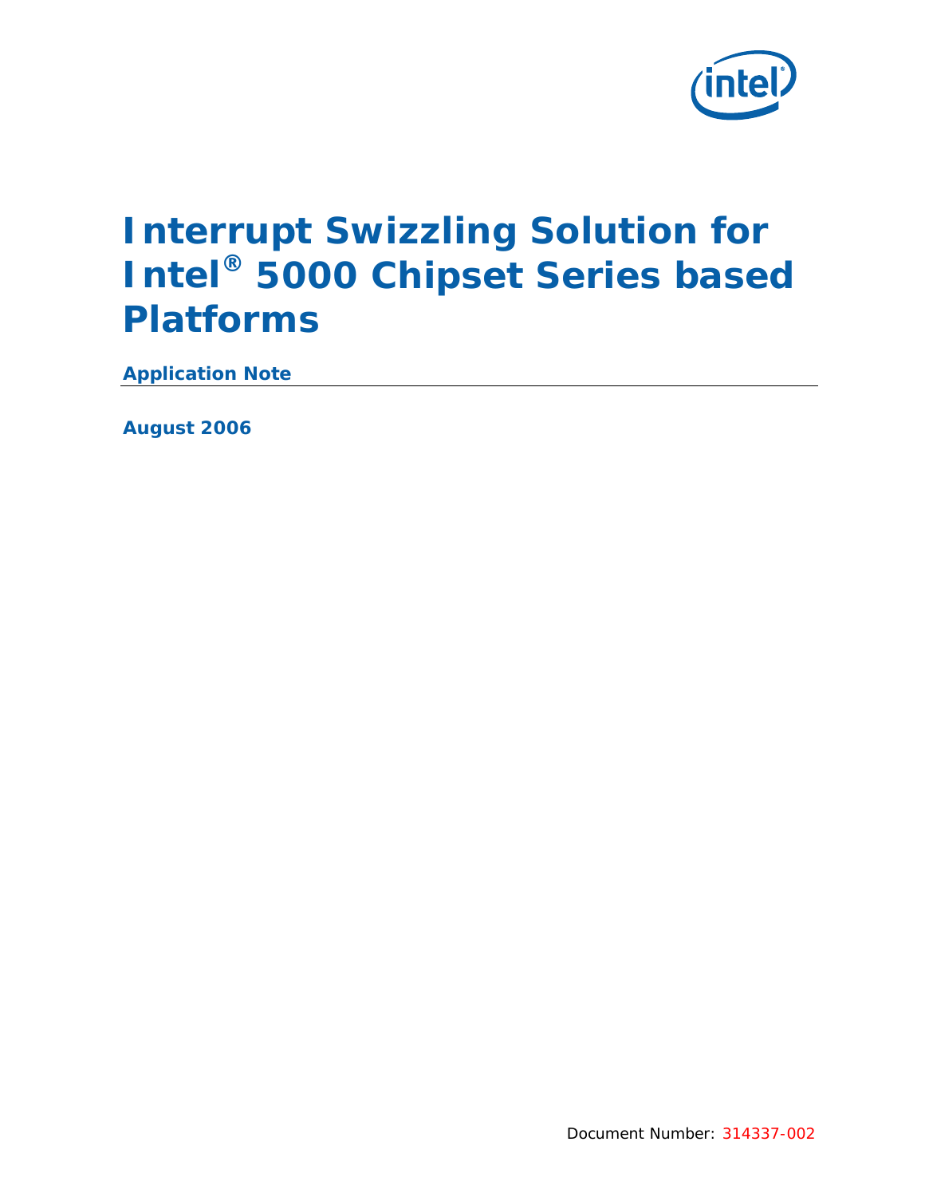# Interrupt Swizzling Solution for Intel® 5000 Chipset Series based Platforms

**Application Note**

**August 2006**

Document Number: 314337-002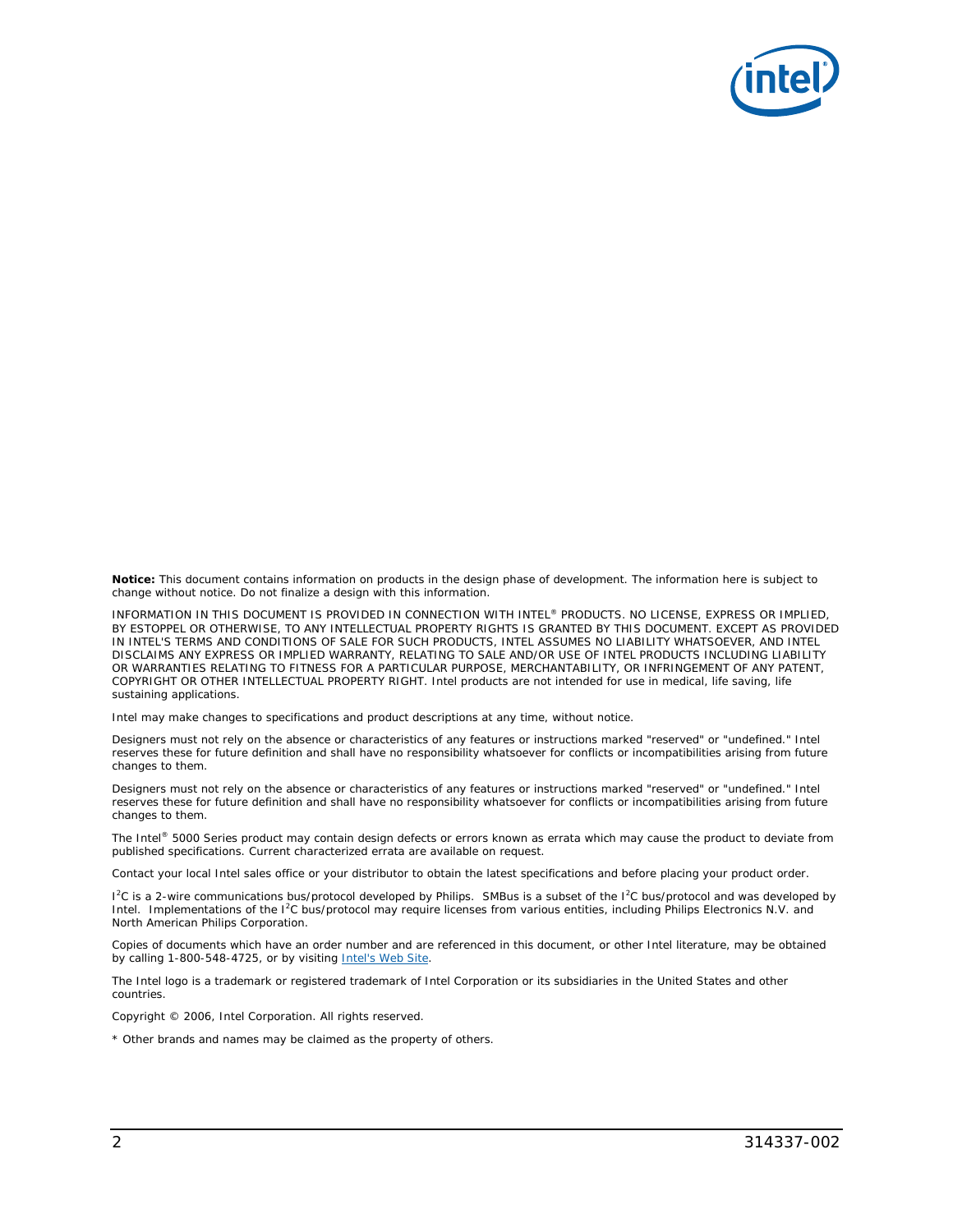**Notice:** This document contains information on products in the design phase of development. The information here is subject to change without notice. Do not finalize a design with this information.

INFORMATION IN THIS DOCUMENT IS PROVIDED IN CONNECTION WITH INTEL® PRODUCTS. NO LICENSE, EXPRESS OR IMPLIED, BY ESTOPPEL OR OTHERWISE, TO ANY INTELLECTUAL PROPERTY RIGHTS IS GRANTED BY THIS DOCUMENT. EXCEPT AS PROVIDED IN INTEL'S TERMS AND CONDITIONS OF SALE FOR SUCH PRODUCTS, INTEL ASSUMES NO LIABILITY WHATSOEVER, AND INTEL DISCLAIMS ANY EXPRESS OR IMPLIED WARRANTY, RELATING TO SALE AND/OR USE OF INTEL PRODUCTS INCLUDING LIABILITY OR WARRANTIES RELATING TO FITNESS FOR A PARTICULAR PURPOSE, MERCHANTABILITY, OR INFRINGEMENT OF ANY PATENT, COPYRIGHT OR OTHER INTELLECTUAL PROPERTY RIGHT. Intel products are not intended for use in medical, life saving, life sustaining applications.

Intel may make changes to specifications and product descriptions at any time, without notice.

Designers must not rely on the absence or characteristics of any features or instructions marked "reserved" or "undefined." Intel reserves these for future definition and shall have no responsibility whatsoever for conflicts or incompatibilities arising from future changes to them.

Designers must not rely on the absence or characteristics of any features or instructions marked "reserved" or "undefined." Intel reserves these for future definition and shall have no responsibility whatsoever for conflicts or incompatibilities arising from future changes to them.

The Intel® 5000 Series product may contain design defects or errors known as errata which may cause the product to deviate from published specifications. Current characterized errata are available on request.

Contact your local Intel sales office or your distributor to obtain the latest specifications and before placing your product order.

$I^2C$ is a 2-wire communications bus/protocol developed by Philips. SMBus is a subset of the $I^2C$ bus/protocol and was developed by Intel. Implementations of the $I^2C$ bus/protocol may require licenses from various entities, including Philips Electronics N.V. and North American Philips Corporation.

Copies of documents which have an order number and are referenced in this document, or other Intel literature, may be obtained by calling 1-800-548-4725, or by visiting Intel's Web Site.

The Intel logo is a trademark or registered trademark of Intel Corporation or its subsidiaries in the United States and other countries.

Copyright © 2006, Intel Corporation. All rights reserved.

* Other brands and names may be claimed as the property of others.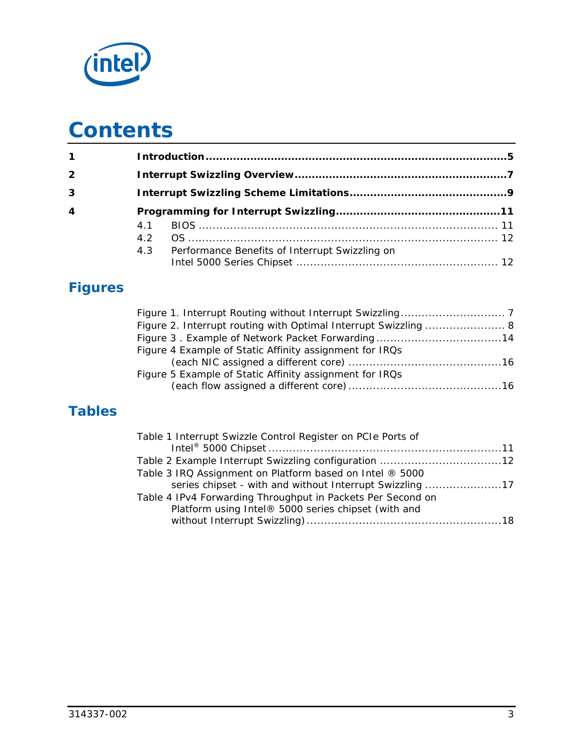# Contents

**1 Introduction .......................................................................................5**

**2 Interrupt Swizzling Overview ............................................................7**

**3 Interrupt Swizzling Scheme Limitations ..............................................9**

**4 Programming for Interrupt Swizzling ................................................11**

- 4.1 BIOS ..................................................................................... 11
- 4.2 OS ........................................................................................ 12
- 4.3 Performance Benefits of Interrupt Swizzling on Intel 5000 Series Chipset ......................................................... 12

## Figures

Figure 1. Interrupt Routing without Interrupt Swizzling .............................. 7
Figure 2. Interrupt routing with Optimal Interrupt Swizzling ....................... 8
Figure 3 . Example of Network Packet Forwarding ....................................14
Figure 4 Example of Static Affinity assignment for IRQs (each NIC assigned a different core) ...........................................16
Figure 5 Example of Static Affinity assignment for IRQs (each flow assigned a different core) ...........................................16

## Tables

Table 1 Interrupt Swizzle Control Register on PCIe Ports of Intel® 5000 Chipset ..................................................................11
Table 2 Example Interrupt Swizzling configuration ...................................12
Table 3 IRQ Assignment on Platform based on Intel ® 5000 series chipset - with and without Interrupt Swizzling ......................17
Table 4 IPv4 Forwarding Throughput in Packets Per Second on Platform using Intel® 5000 series chipset (with and without Interrupt Swizzling) ........................................................18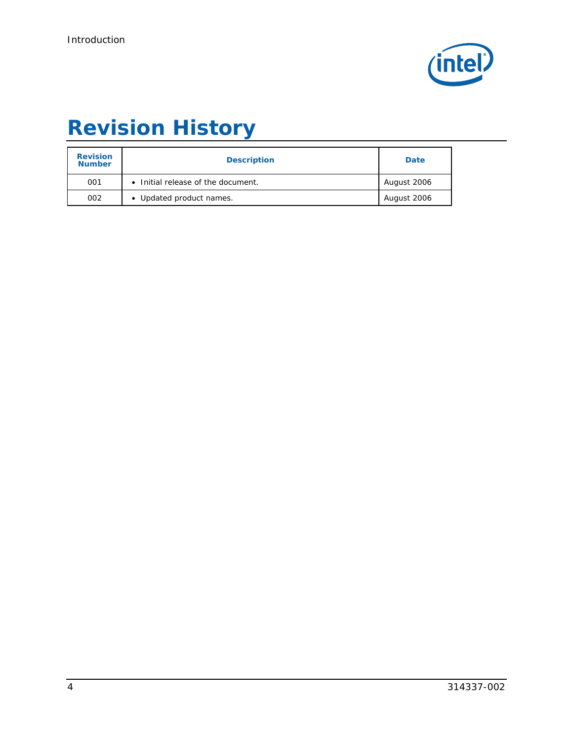# Revision History

| Revision Number | Description | Date |
|---|---|---|
| 001 | • Initial release of the document. | August 2006 |
| 002 | • Updated product names. | August 2006 |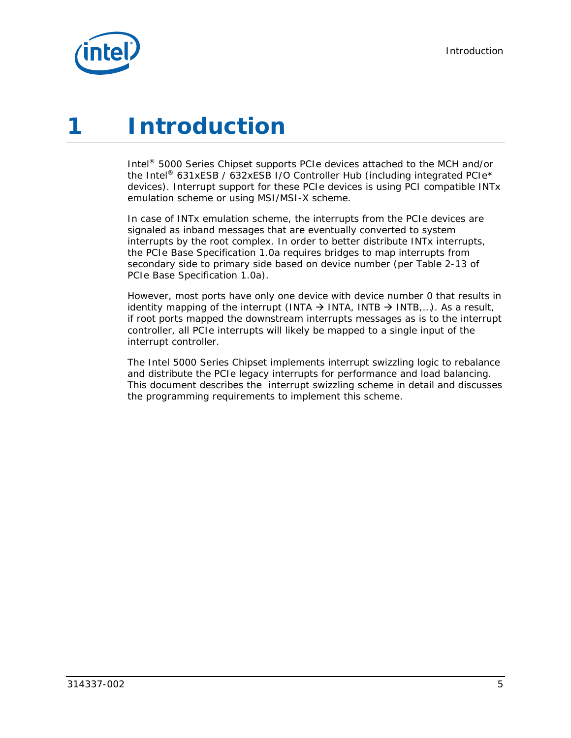# 1 Introduction

Intel® 5000 Series Chipset supports PCIe devices attached to the MCH and/or the Intel® 631xESB / 632xESB I/O Controller Hub (including integrated PCIe* devices). Interrupt support for these PCIe devices is using PCI compatible INTx emulation scheme or using MSI/MSI-X scheme.

In case of INTx emulation scheme, the interrupts from the PCIe devices are signaled as inband messages that are eventually converted to system interrupts by the root complex. In order to better distribute INTx interrupts, the PCIe Base Specification 1.0a requires bridges to map interrupts from secondary side to primary side based on device number (per Table 2-13 of PCIe Base Specification 1.0a).

However, most ports have only one device with device number 0 that results in identity mapping of the interrupt (INTA → INTA, INTB → INTB,…). As a result, if root ports mapped the downstream interrupts messages as is to the interrupt controller, all PCIe interrupts will likely be mapped to a single input of the interrupt controller.

The Intel 5000 Series Chipset implements interrupt swizzling logic to rebalance and distribute the PCIe legacy interrupts for performance and load balancing. This document describes the interrupt swizzling scheme in detail and discusses the programming requirements to implement this scheme.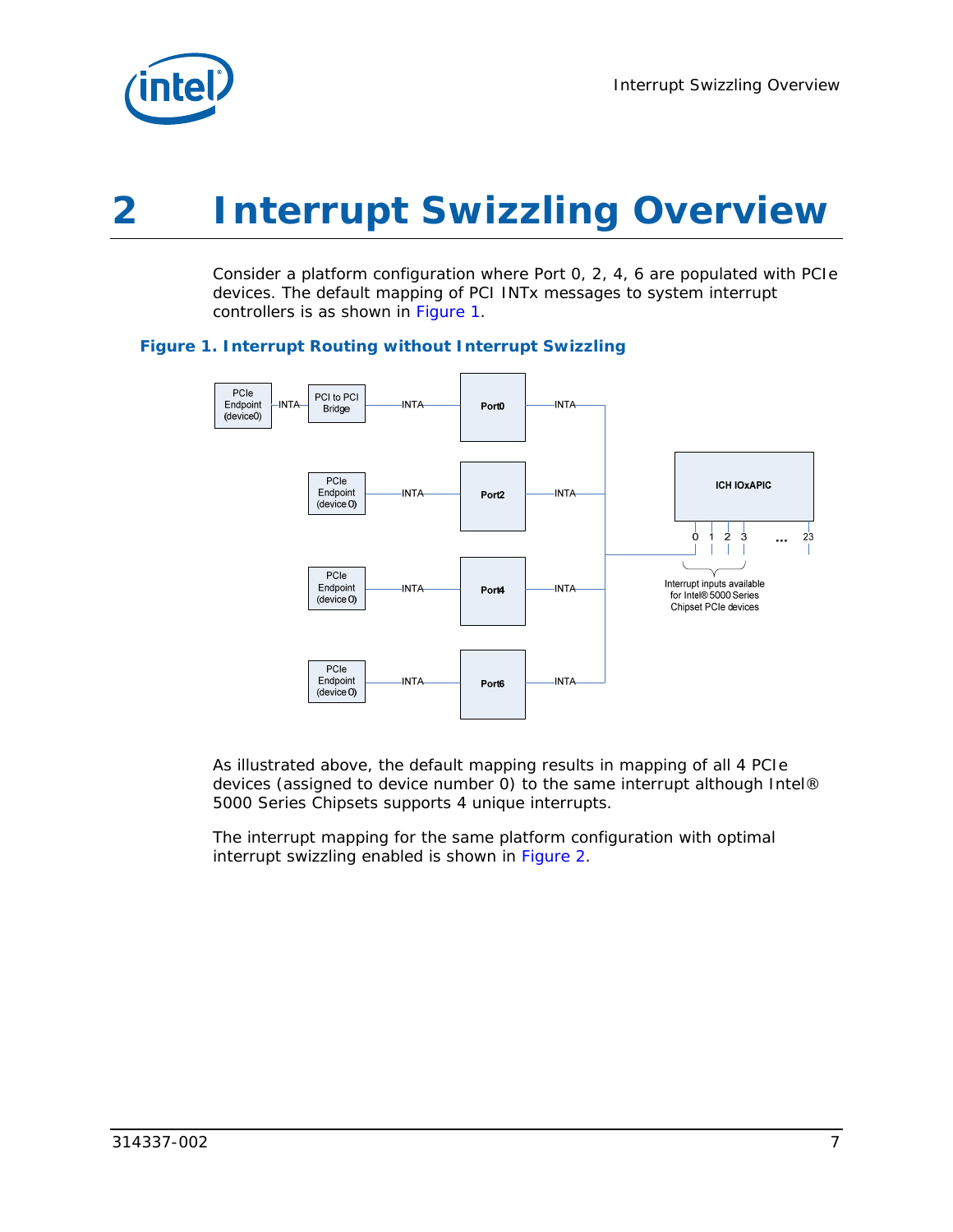# 2 Interrupt Swizzling Overview

Consider a platform configuration where Port 0, 2, 4, 6 are populated with PCIe devices. The default mapping of PCI INTx messages to system interrupt controllers is as shown in Figure 1.

**Figure 1. Interrupt Routing without Interrupt Swizzling**

As illustrated above, the default mapping results in mapping of all 4 PCIe devices (assigned to device number 0) to the same interrupt although Intel® 5000 Series Chipsets supports 4 unique interrupts.

The interrupt mapping for the same platform configuration with optimal interrupt swizzling enabled is shown in Figure 2.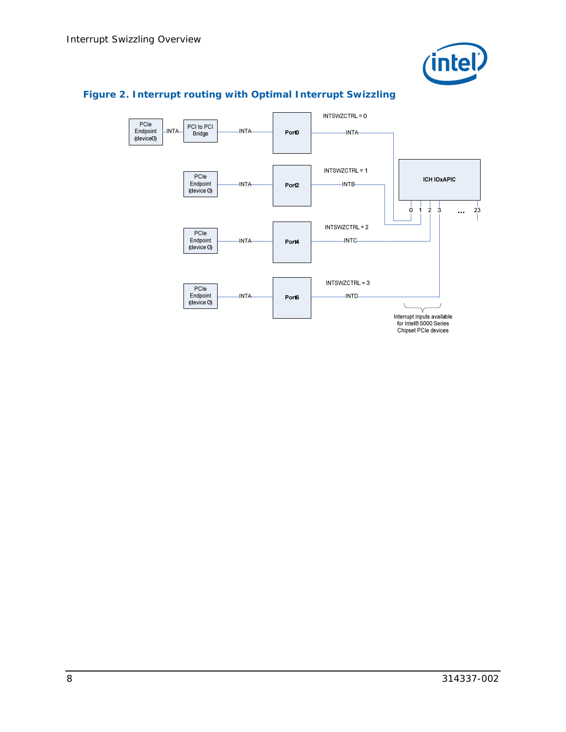**Figure 2. Interrupt routing with Optimal Interrupt Swizzling**

PCIe Endpoint (device0) — INTA — PCI to PCI Bridge — INTA — Port0 — INTSWZCTRL = 0 — INTA

PCIe Endpoint (device 0) — INTA — Port2 — INTSWZCTRL = 1 — INTB

PCIe Endpoint (device 0) — INTA — Port4 — INTSWZCTRL = 2 — INTC

PCIe Endpoint (device 0) — INTA — Port6 — INTSWZCTRL = 3 — INTD

ICH IOxAPIC

0 1 2 3 ... 23

Interrupt inputs available for Intel® 5000 Series Chipset PCIe devices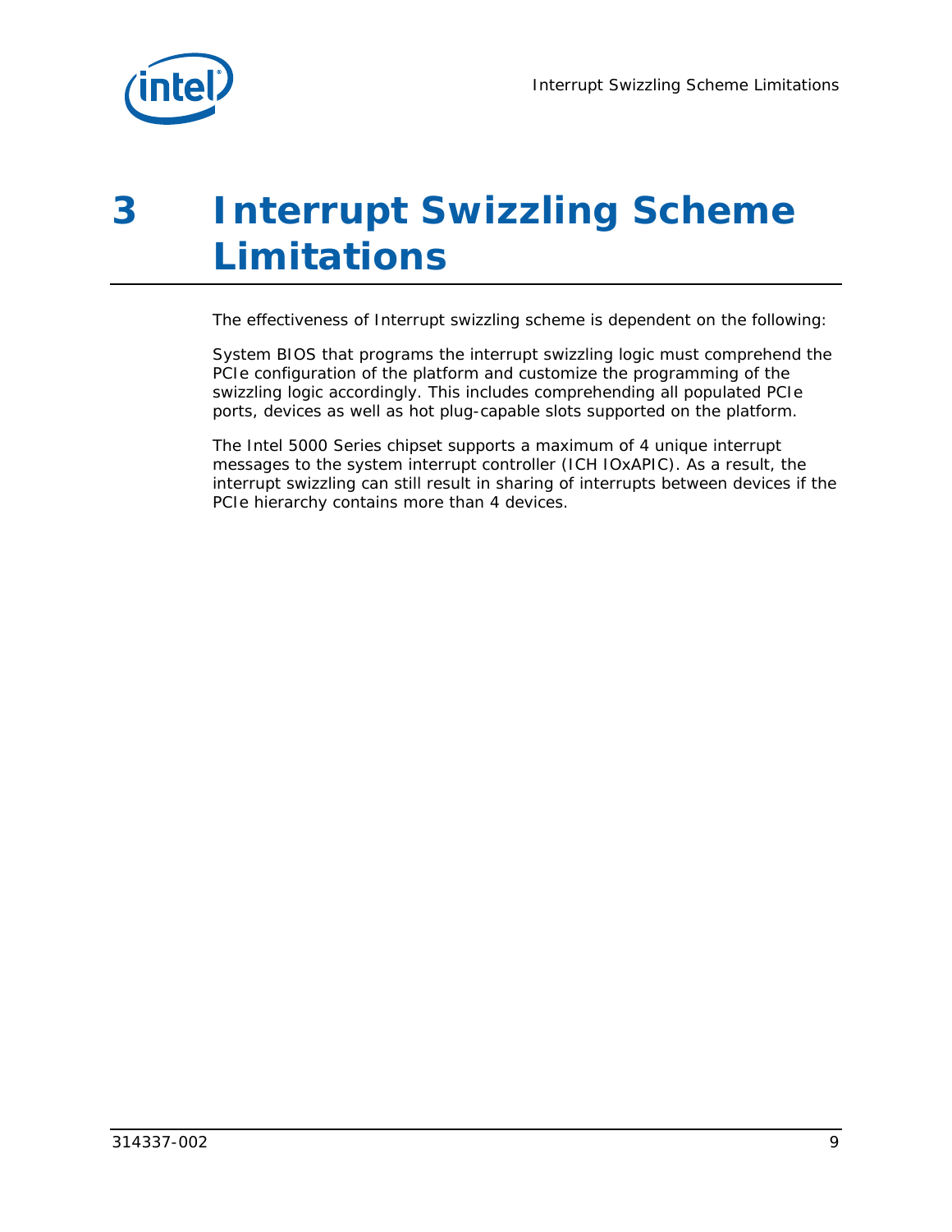# 3 Interrupt Swizzling Scheme Limitations

The effectiveness of Interrupt swizzling scheme is dependent on the following:

System BIOS that programs the interrupt swizzling logic must comprehend the PCIe configuration of the platform and customize the programming of the swizzling logic accordingly. This includes comprehending all populated PCIe ports, devices as well as hot plug-capable slots supported on the platform.

The Intel 5000 Series chipset supports a maximum of 4 unique interrupt messages to the system interrupt controller (ICH IOxAPIC). As a result, the interrupt swizzling can still result in sharing of interrupts between devices if the PCIe hierarchy contains more than 4 devices.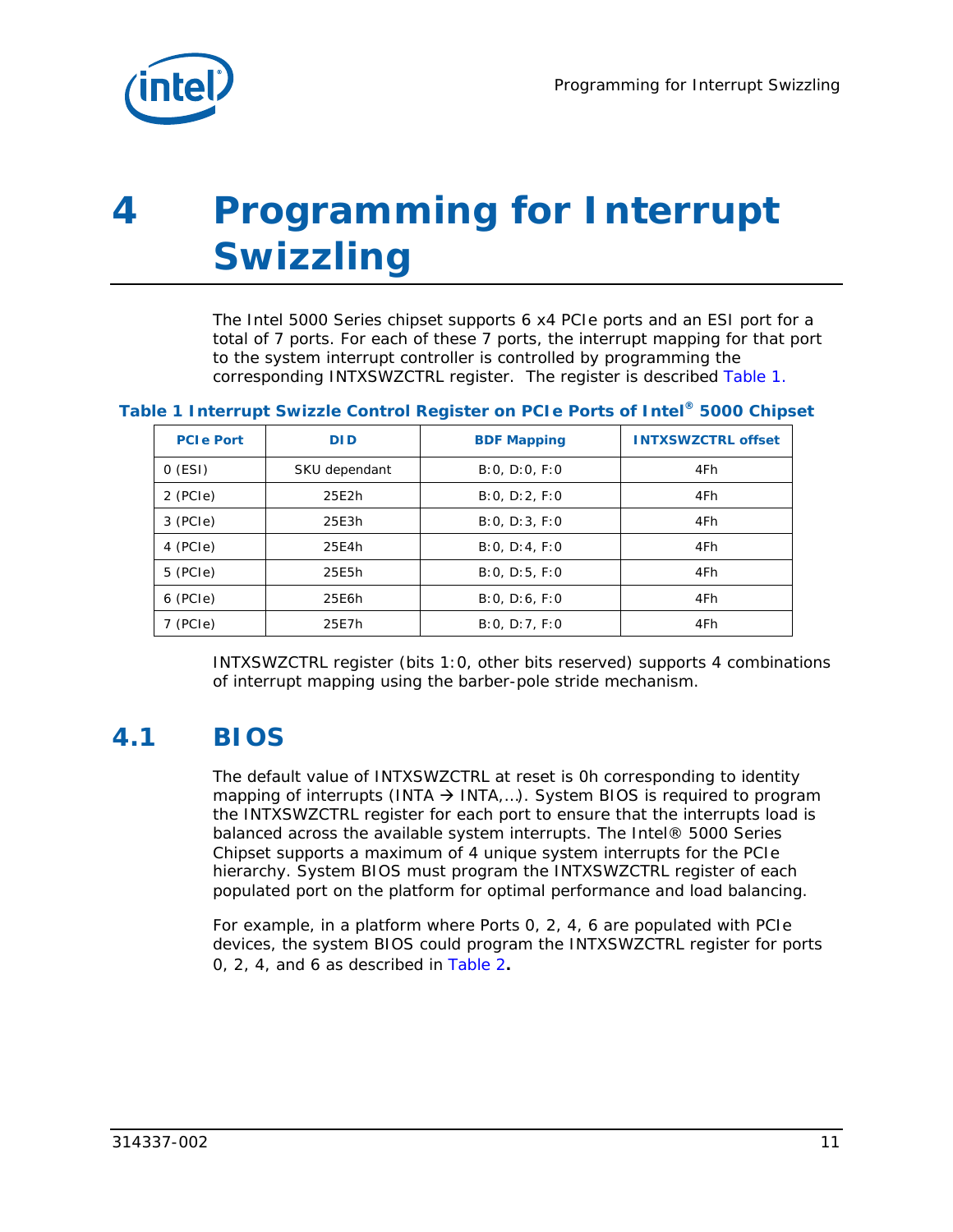# 4 Programming for Interrupt Swizzling

The Intel 5000 Series chipset supports 6 x4 PCIe ports and an ESI port for a total of 7 ports. For each of these 7 ports, the interrupt mapping for that port to the system interrupt controller is controlled by programming the corresponding INTXSWZCTRL register. The register is described Table 1.

**Table 1 Interrupt Swizzle Control Register on PCIe Ports of Intel® 5000 Chipset**

| PCIe Port | DID | BDF Mapping | INTXSWZCTRL offset |
|---|---|---|---|
| 0 (ESI) | SKU dependant | B:0, D:0, F:0 | 4Fh |
| 2 (PCIe) | 25E2h | B:0, D:2, F:0 | 4Fh |
| 3 (PCIe) | 25E3h | B:0, D:3, F:0 | 4Fh |
| 4 (PCIe) | 25E4h | B:0, D:4, F:0 | 4Fh |
| 5 (PCIe) | 25E5h | B:0, D:5, F:0 | 4Fh |
| 6 (PCIe) | 25E6h | B:0, D:6, F:0 | 4Fh |
| 7 (PCIe) | 25E7h | B:0, D:7, F:0 | 4Fh |

INTXSWZCTRL register (bits 1:0, other bits reserved) supports 4 combinations of interrupt mapping using the barber-pole stride mechanism.

## 4.1 BIOS

The default value of INTXSWZCTRL at reset is 0h corresponding to identity mapping of interrupts (INTA → INTA,…). System BIOS is required to program the INTXSWZCTRL register for each port to ensure that the interrupts load is balanced across the available system interrupts. The Intel® 5000 Series Chipset supports a maximum of 4 unique system interrupts for the PCIe hierarchy. System BIOS must program the INTXSWZCTRL register of each populated port on the platform for optimal performance and load balancing.

For example, in a platform where Ports 0, 2, 4, 6 are populated with PCIe devices, the system BIOS could program the INTXSWZCTRL register for ports 0, 2, 4, and 6 as described in Table 2**.**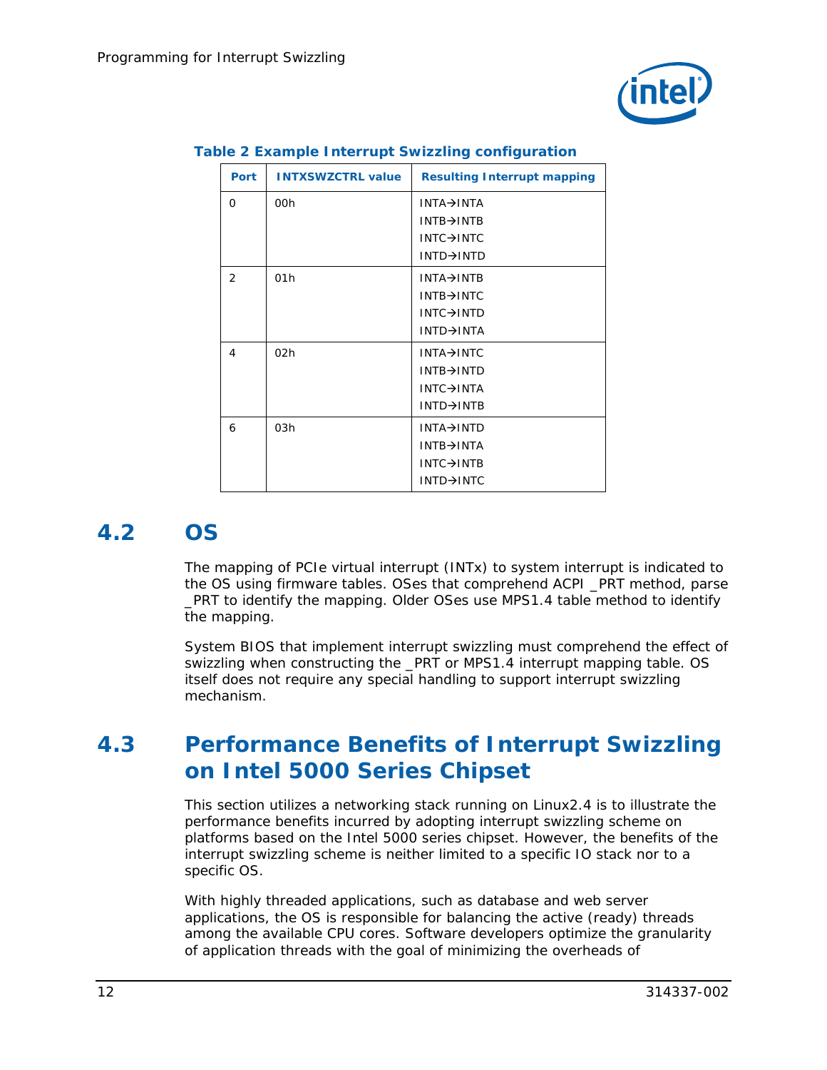**Table 2 Example Interrupt Swizzling configuration**

| Port | INTXSWZCTRL value | Resulting Interrupt mapping |
|---|---|---|
| 0 | 00h | INTA→INTA<br>INTB→INTB<br>INTC→INTC<br>INTD→INTD |
| 2 | 01h | INTA→INTB<br>INTB→INTC<br>INTC→INTD<br>INTD→INTA |
| 4 | 02h | INTA→INTC<br>INTB→INTD<br>INTC→INTA<br>INTD→INTB |
| 6 | 03h | INTA→INTD<br>INTB→INTA<br>INTC→INTB<br>INTD→INTC |

## 4.2 OS

The mapping of PCIe virtual interrupt (INTx) to system interrupt is indicated to the OS using firmware tables. OSes that comprehend ACPI _PRT method, parse _PRT to identify the mapping. Older OSes use MPS1.4 table method to identify the mapping.

System BIOS that implement interrupt swizzling must comprehend the effect of swizzling when constructing the _PRT or MPS1.4 interrupt mapping table. OS itself does not require any special handling to support interrupt swizzling mechanism.

## 4.3 Performance Benefits of Interrupt Swizzling on Intel 5000 Series Chipset

This section utilizes a networking stack running on Linux2.4 is to illustrate the performance benefits incurred by adopting interrupt swizzling scheme on platforms based on the Intel 5000 series chipset. However, the benefits of the interrupt swizzling scheme is neither limited to a specific IO stack nor to a specific OS.

With highly threaded applications, such as database and web server applications, the OS is responsible for balancing the active (ready) threads among the available CPU cores. Software developers optimize the granularity of application threads with the goal of minimizing the overheads of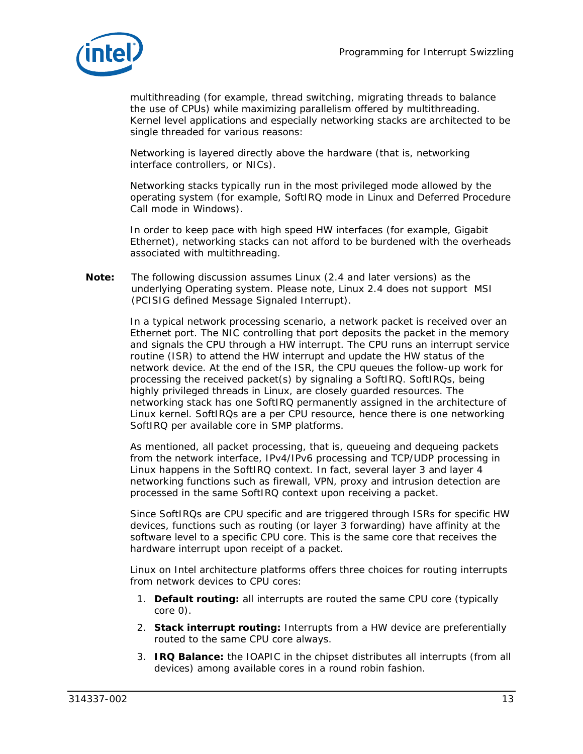multithreading (for example, thread switching, migrating threads to balance the use of CPUs) while maximizing parallelism offered by multithreading. Kernel level applications and especially networking stacks are architected to be single threaded for various reasons:

Networking is layered directly above the hardware (that is, networking interface controllers, or NICs).

Networking stacks typically run in the most privileged mode allowed by the operating system (for example, SoftIRQ mode in Linux and Deferred Procedure Call mode in Windows).

In order to keep pace with high speed HW interfaces (for example, Gigabit Ethernet), networking stacks can not afford to be burdened with the overheads associated with multithreading.

**Note:** The following discussion assumes Linux (2.4 and later versions) as the underlying Operating system. Please note, Linux 2.4 does not support MSI (PCISIG defined Message Signaled Interrupt).

In a typical network processing scenario, a network packet is received over an Ethernet port. The NIC controlling that port deposits the packet in the memory and signals the CPU through a HW interrupt. The CPU runs an interrupt service routine (ISR) to attend the HW interrupt and update the HW status of the network device. At the end of the ISR, the CPU queues the follow-up work for processing the received packet(s) by signaling a SoftIRQ. SoftIRQs, being highly privileged threads in Linux, are closely guarded resources. The networking stack has one SoftIRQ permanently assigned in the architecture of Linux kernel. SoftIRQs are a per CPU resource, hence there is one networking SoftIRQ per available core in SMP platforms.

As mentioned, all packet processing, that is, queueing and dequeing packets from the network interface, IPv4/IPv6 processing and TCP/UDP processing in Linux happens in the SoftIRQ context. In fact, several layer 3 and layer 4 networking functions such as firewall, VPN, proxy and intrusion detection are processed in the same SoftIRQ context upon receiving a packet.

Since SoftIRQs are CPU specific and are triggered through ISRs for specific HW devices, functions such as routing (or layer 3 forwarding) have affinity at the software level to a specific CPU core. This is the same core that receives the hardware interrupt upon receipt of a packet.

Linux on Intel architecture platforms offers three choices for routing interrupts from network devices to CPU cores:

1. **Default routing:** all interrupts are routed the same CPU core (typically core 0).
2. **Stack interrupt routing:** Interrupts from a HW device are preferentially routed to the same CPU core always.
3. **IRQ Balance:** the IOAPIC in the chipset distributes all interrupts (from all devices) among available cores in a round robin fashion.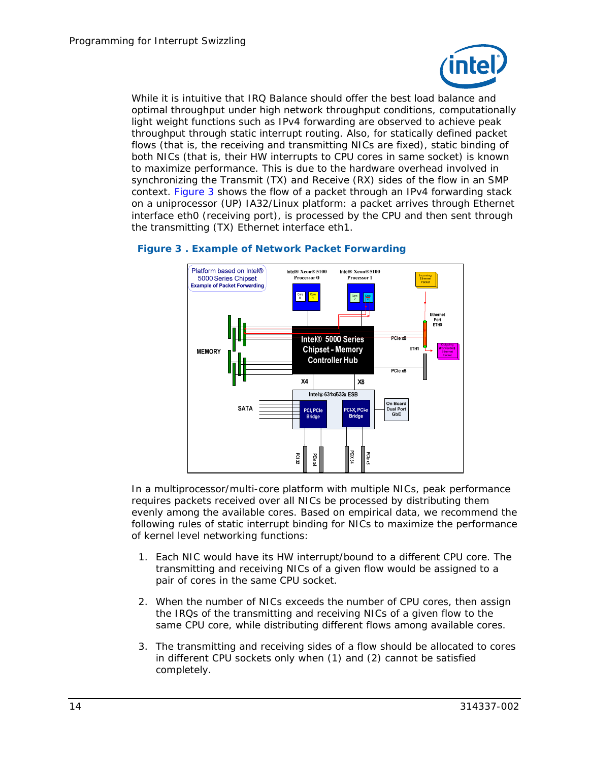While it is intuitive that IRQ Balance should offer the best load balance and optimal throughput under high network throughput conditions, computationally light weight functions such as IPv4 forwarding are observed to achieve peak throughput through static interrupt routing. Also, for statically defined packet flows (that is, the receiving and transmitting NICs are fixed), static binding of both NICs (that is, their HW interrupts to CPU cores in same socket) is known to maximize performance. This is due to the hardware overhead involved in synchronizing the Transmit (TX) and Receive (RX) sides of the flow in an SMP context. Figure 3 shows the flow of a packet through an IPv4 forwarding stack on a uniprocessor (UP) IA32/Linux platform: a packet arrives through Ethernet interface eth0 (receiving port), is processed by the CPU and then sent through the transmitting (TX) Ethernet interface eth1.

**Figure 3 . Example of Network Packet Forwarding**

In a multiprocessor/multi-core platform with multiple NICs, peak performance requires packets received over all NICs be processed by distributing them evenly among the available cores. Based on empirical data, we recommend the following rules of static interrupt binding for NICs to maximize the performance of kernel level networking functions:

1. Each NIC would have its HW interrupt/bound to a different CPU core. The transmitting and receiving NICs of a given flow would be assigned to a pair of cores in the same CPU socket.
2. When the number of NICs exceeds the number of CPU cores, then assign the IRQs of the transmitting and receiving NICs of a given flow to the same CPU core, while distributing different flows among available cores.
3. The transmitting and receiving sides of a flow should be allocated to cores in different CPU sockets only when (1) and (2) cannot be satisfied completely.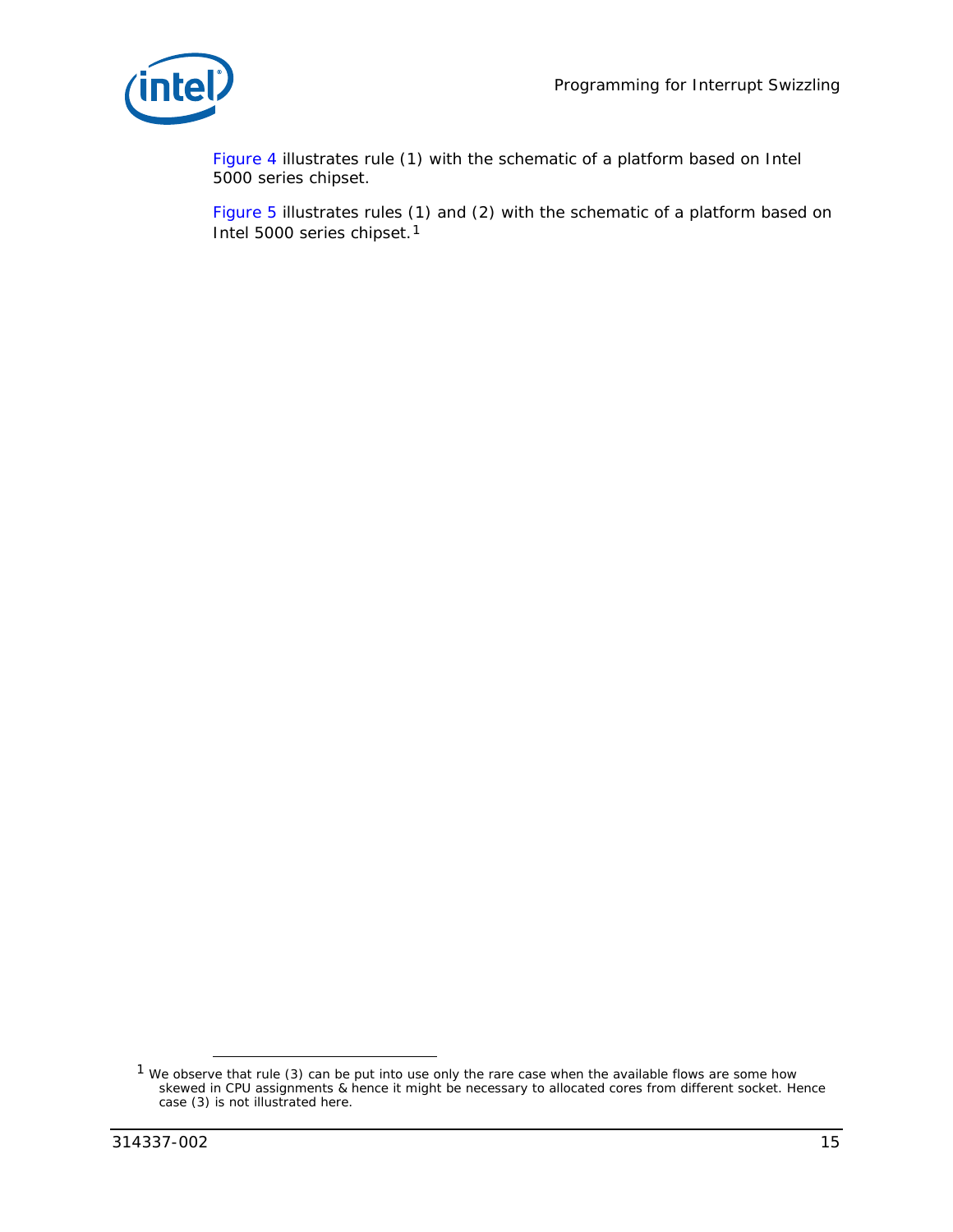Figure 4 illustrates rule (1) with the schematic of a platform based on Intel 5000 series chipset.

Figure 5 illustrates rules (1) and (2) with the schematic of a platform based on Intel 5000 series chipset.[1]

[1] We observe that rule (3) can be put into use only the rare case when the available flows are some how skewed in CPU assignments & hence it might be necessary to allocated cores from different socket. Hence case (3) is not illustrated here.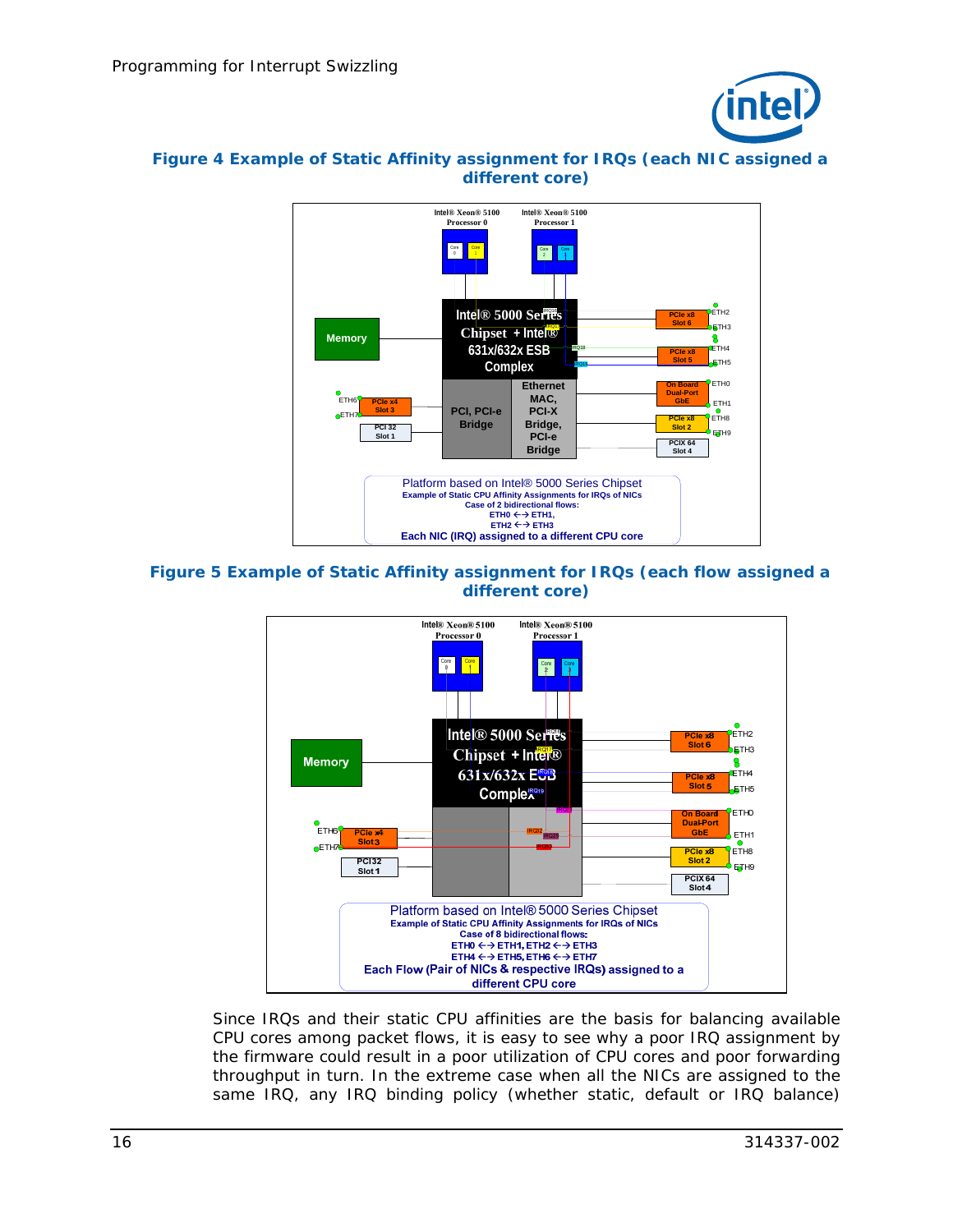**Figure 4 Example of Static Affinity assignment for IRQs (each NIC assigned a different core)**

**Figure 5 Example of Static Affinity assignment for IRQs (each flow assigned a different core)**

Since IRQs and their static CPU affinities are the basis for balancing available CPU cores among packet flows, it is easy to see why a poor IRQ assignment by the firmware could result in a poor utilization of CPU cores and poor forwarding throughput in turn. In the extreme case when all the NICs are assigned to the same IRQ, any IRQ binding policy (whether static, default or IRQ balance)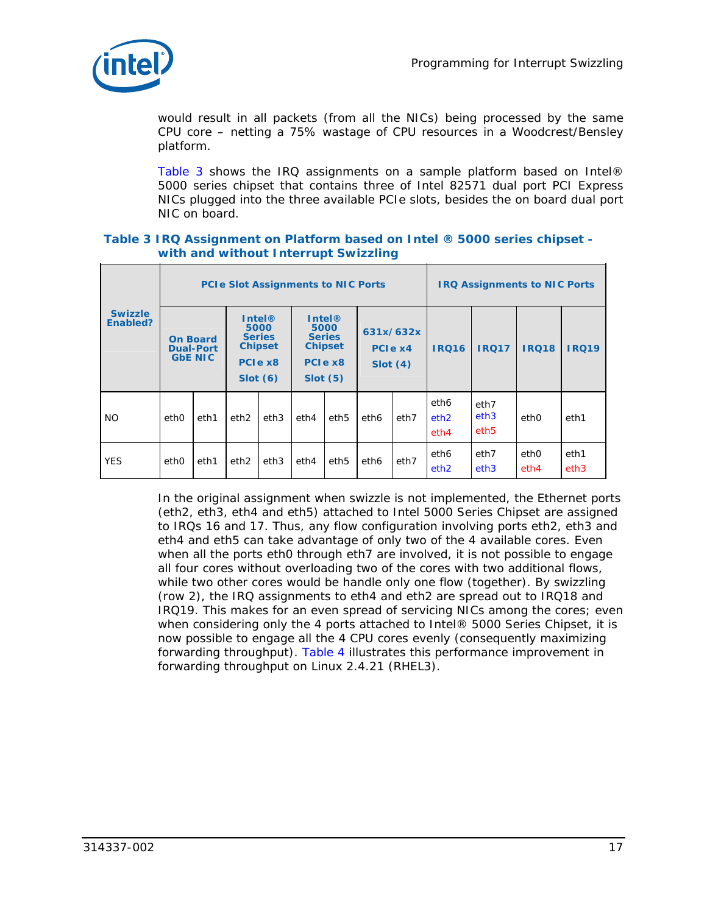would result in all packets (from all the NICs) being processed by the same CPU core – netting a 75% wastage of CPU resources in a Woodcrest/Bensley platform.

Table 3 shows the IRQ assignments on a sample platform based on Intel® 5000 series chipset that contains three of Intel 82571 dual port PCI Express NICs plugged into the three available PCIe slots, besides the on board dual port NIC on board.

**Table 3 IRQ Assignment on Platform based on Intel ® 5000 series chipset - with and without Interrupt Swizzling**

| Swizzle Enabled? | PCIe Slot Assignments to NIC Ports | | | | | | | | IRQ Assignments to NIC Ports | | | |
|---|---|---|---|---|---|---|---|---|---|---|---|---|
| | On Board Dual-Port GbE NIC | | Intel® 5000 Series Chipset PCIe x8 Slot (6) | | Intel® 5000 Series Chipset PCIe x8 Slot (5) | | 631x/632x PCIe x4 Slot (4) | | IRQ16 | IRQ17 | IRQ18 | IRQ19 |
| NO | eth0 | eth1 | eth2 | eth3 | eth4 | eth5 | eth6 | eth7 | eth6 eth2 eth4 | eth7 eth3 eth5 | eth0 | eth1 |
| YES | eth0 | eth1 | eth2 | eth3 | eth4 | eth5 | eth6 | eth7 | eth6 eth2 | eth7 eth3 | eth0 eth4 | eth1 eth3 |

In the original assignment when swizzle is not implemented, the Ethernet ports (eth2, eth3, eth4 and eth5) attached to Intel 5000 Series Chipset are assigned to IRQs 16 and 17. Thus, any flow configuration involving ports eth2, eth3 and eth4 and eth5 can take advantage of only two of the 4 available cores. Even when all the ports eth0 through eth7 are involved, it is not possible to engage all four cores without overloading two of the cores with two additional flows, while two other cores would be handle only one flow (together). By swizzling (row 2), the IRQ assignments to eth4 and eth2 are spread out to IRQ18 and IRQ19. This makes for an even spread of servicing NICs among the cores; even when considering only the 4 ports attached to Intel® 5000 Series Chipset, it is now possible to engage all the 4 CPU cores evenly (consequently maximizing forwarding throughput). Table 4 illustrates this performance improvement in forwarding throughput on Linux 2.4.21 (RHEL3).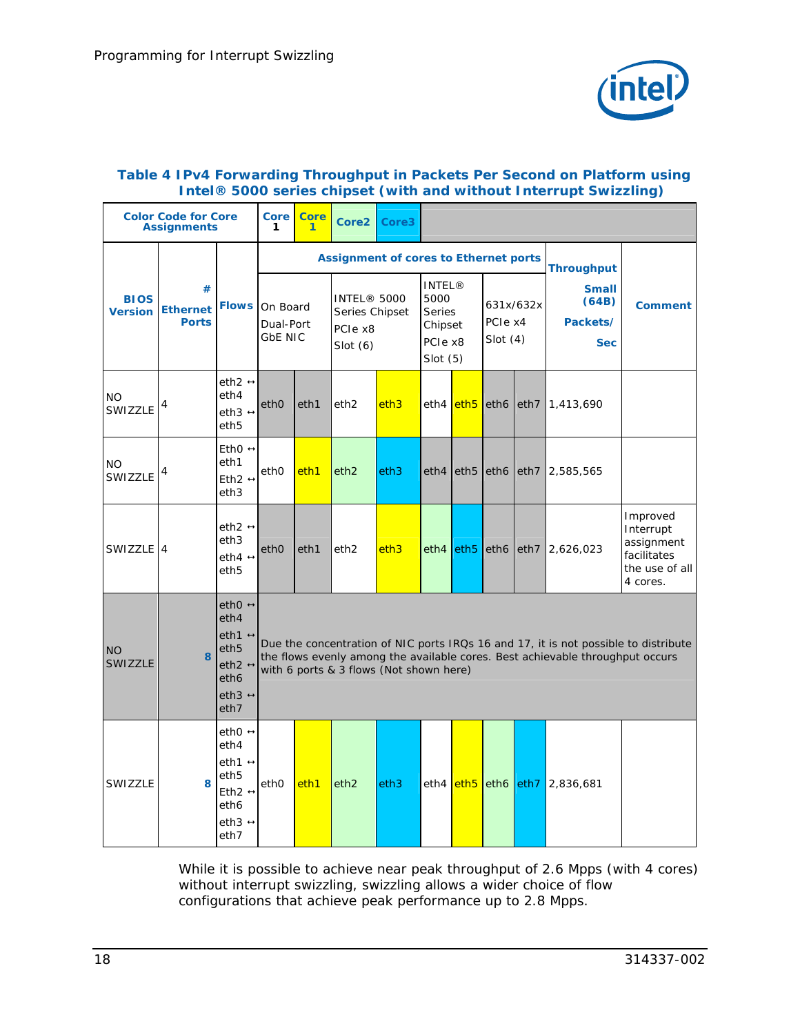**Table 4 IPv4 Forwarding Throughput in Packets Per Second on Platform using Intel® 5000 series chipset (with and without Interrupt Swizzling)**

| Color Code for Core Assignments | | | Core 1 | Core 1 | Core2 | Core3 | | | | | | |
|---|---|---|---|---|---|---|---|---|---|---|---|---|
| BIOS Version | # Ethernet Ports | Flows | Assignment of cores to Ethernet ports: On Board Dual-Port GbE NIC | | INTEL® 5000 Series Chipset PCIe x8 Slot (6) | | INTEL® 5000 Series Chipset PCIe x8 Slot (5) | | 631x/632x PCIe x4 Slot (4) | | Throughput Small (64B) Packets/ Sec | Comment |
| NO SWIZZLE | 4 | eth2 ↔ eth4 eth3 ↔ eth5 | eth0 | eth1 | eth2 | eth3 | eth4 | eth5 | eth6 | eth7 | 1,413,690 | |
| NO SWIZZLE | 4 | Eth0 ↔ eth1 Eth2 ↔ eth3 | eth0 | eth1 | eth2 | eth3 | eth4 | eth5 | eth6 | eth7 | 2,585,565 | |
| SWIZZLE | 4 | eth2 ↔ eth3 eth4 ↔ eth5 | eth0 | eth1 | eth2 | eth3 | eth4 | eth5 | eth6 | eth7 | 2,626,023 | Improved Interrupt assignment facilitates the use of all 4 cores. |
| NO SWIZZLE | 8 | eth0 ↔ eth4 eth1 ↔ eth5 eth2 ↔ eth6 eth3 ↔ eth7 | Due the concentration of NIC ports IRQs 16 and 17, it is not possible to distribute the flows evenly among the available cores. Best achievable throughput occurs with 6 ports & 3 flows (Not shown here) | | | | | | | | | |
| SWIZZLE | 8 | eth0 ↔ eth4 eth1 ↔ eth5 Eth2 ↔ eth6 eth3 ↔ eth7 | eth0 | eth1 | eth2 | eth3 | eth4 | eth5 | eth6 | eth7 | 2,836,681 | |

While it is possible to achieve near peak throughput of 2.6 Mpps (with 4 cores) without interrupt swizzling, swizzling allows a wider choice of flow configurations that achieve peak performance up to 2.8 Mpps.